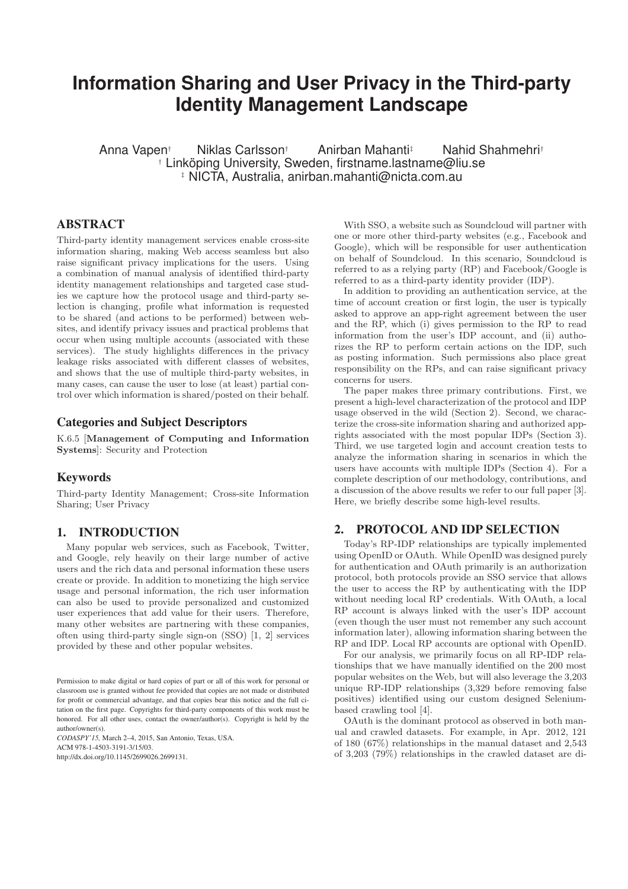# Information Sharing and User Privacy in the Third-party Identity Management Landscape

Anna Vapen† Niklas Carlsson† Anirban Mahanti‡ Nahid Shahmehri†

† Linköping University, Sweden, firstname.lastname@liu.se

‡ NICTA, Australia, anirban.mahanti@nicta.com.au

## ABSTRACT

Third-party identity management services enable cross-site information sharing, making Web access seamless but also raise significant privacy implications for the users. Using a combination of manual analysis of identified third-party identity management relationships and targeted case studies we capture how the protocol usage and third-party selection is changing, profile what information is requested to be shared (and actions to be performed) between websites, and identify privacy issues and practical problems that occur when using multiple accounts (associated with these services). The study highlights differences in the privacy leakage risks associated with different classes of websites, and shows that the use of multiple third-party websites, in many cases, can cause the user to lose (at least) partial control over which information is shared/posted on their behalf.

## Categories and Subject Descriptors

K.6.5 [**Management of Computing and Information Systems**]: Security and Protection

## Keywords

Third-party Identity Management; Cross-site Information Sharing; User Privacy

## 1. INTRODUCTION

Many popular web services, such as Facebook, Twitter, and Google, rely heavily on their large number of active users and the rich data and personal information these users create or provide. In addition to monetizing the high service usage and personal information, the rich user information can also be used to provide personalized and customized user experiences that add value for their users. Therefore, many other websites are partnering with these companies, often using third-party single sign-on (SSO) [1, 2] services provided by these and other popular websites.

Permission to make digital or hard copies of part or all of this work for personal or classroom use is granted without fee provided that copies are not made or distributed for profit or commercial advantage, and that copies bear this notice and the full citation on the first page. Copyrights for third-party components of this work must be honored. For all other uses, contact the owner/author(s). Copyright is held by the author/owner(s).

*CODASPY'15*, March 2–4, 2015, San Antonio, Texas, USA.

ACM 978-1-4503-3191-3/15/03.

http://dx.doi.org/10.1145/2699026.2699131.

With SSO, a website such as Soundcloud will partner with one or more other third-party websites (e.g., Facebook and Google), which will be responsible for user authentication on behalf of Soundcloud. In this scenario, Soundcloud is referred to as a relying party (RP) and Facebook/Google is referred to as a third-party identity provider (IDP).

In addition to providing an authentication service, at the time of account creation or first login, the user is typically asked to approve an app-right agreement between the user and the RP, which (i) gives permission to the RP to read information from the user's IDP account, and (ii) authorizes the RP to perform certain actions on the IDP, such as posting information. Such permissions also place great responsibility on the RPs, and can raise significant privacy concerns for users.

The paper makes three primary contributions. First, we present a high-level characterization of the protocol and IDP usage observed in the wild (Section 2). Second, we characterize the cross-site information sharing and authorized app-rights associated with the most popular IDPs (Section 3). Third, we use targeted login and account creation tests to analyze the information sharing in scenarios in which the users have accounts with multiple IDPs (Section 4). For a complete description of our methodology, contributions, and a discussion of the above results we refer to our full paper [3]. Here, we briefly describe some high-level results.

## 2. PROTOCOL AND IDP SELECTION

Today's RP-IDP relationships are typically implemented using OpenID or OAuth. While OpenID was designed purely for authentication and OAuth primarily is an authorization protocol, both protocols provide an SSO service that allows the user to access the RP by authenticating with the IDP without needing local RP credentials. With OAuth, a local RP account is always linked with the user's IDP account (even though the user must not remember any such account information later), allowing information sharing between the RP and IDP. Local RP accounts are optional with OpenID.

For our analysis, we primarily focus on all RP-IDP relationships that we have manually identified on the 200 most popular websites on the Web, but will also leverage the 3,203 unique RP-IDP relationships (3,329 before removing false positives) identified using our custom designed Selenium-based crawling tool [4].

OAuth is the dominant protocol as observed in both manual and crawled datasets. For example, in Apr. 2012, 121 of 180 (67%) relationships in the manual dataset and 2,543 of 3,203 (79%) relationships in the crawled dataset are di-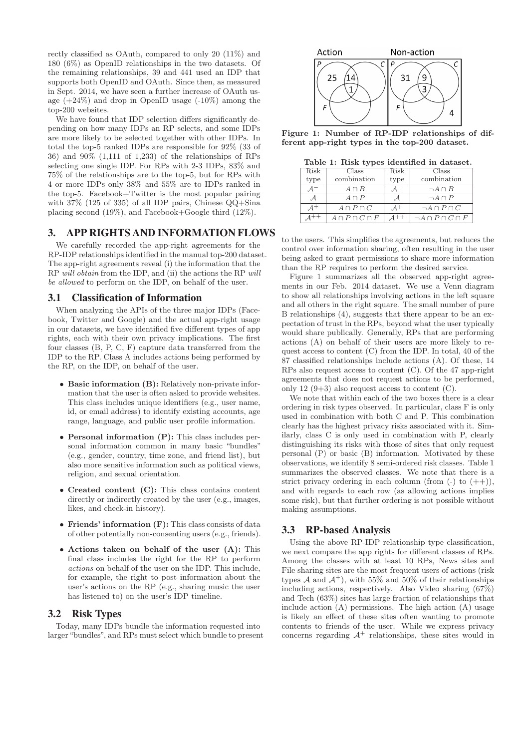rectly classified as OAuth, compared to only 20 (11%) and 180 (6%) as OpenID relationships in the two datasets. Of the remaining relationships, 39 and 441 used an IDP that supports both OpenID and OAuth. Since then, as measured in Sept. 2014, we have seen a further increase of OAuth usage (+24%) and drop in OpenID usage (-10%) among the top-200 websites.

We have found that IDP selection differs significantly depending on how many IDPs an RP selects, and some IDPs are more likely to be selected together with other IDPs. In total the top-5 ranked IDPs are responsible for 92% (33 of 36) and 90% (1,111 of 1,233) of the relationships of RPs selecting one single IDP. For RPs with 2-3 IDPs, 83% and 75% of the relationships are to the top-5, but for RPs with 4 or more IDPs only 38% and 55% are to IDPs ranked in the top-5. Facebook+Twitter is the most popular pairing with 37% (125 of 335) of all IDP pairs, Chinese QQ+Sina placing second (19%), and Facebook+Google third (12%).

## 3. APP RIGHTS AND INFORMATION FLOWS

We carefully recorded the app-right agreements for the RP-IDP relationships identified in the manual top-200 dataset. The app-right agreements reveal (i) the information that the RP *will obtain* from the IDP, and (ii) the actions the RP *will be allowed* to perform on the IDP, on behalf of the user.

### 3.1 Classification of Information

When analyzing the APIs of the three major IDPs (Facebook, Twitter and Google) and the actual app-right usage in our datasets, we have identified five different types of app rights, each with their own privacy implications. The first four classes (B, P, C, F) capture data transferred from the IDP to the RP. Class A includes actions being performed by the RP, on the IDP, on behalf of the user.

- **Basic information (B):** Relatively non-private information that the user is often asked to provide websites. This class includes unique identifiers (e.g., user name, id, or email address) to identify existing accounts, age range, language, and public user profile information.
- **Personal information (P):** This class includes personal information common in many basic "bundles" (e.g., gender, country, time zone, and friend list), but also more sensitive information such as political views, religion, and sexual orientation.
- **Created content (C):** This class contains content directly or indirectly created by the user (e.g., images, likes, and check-in history).
- **Friends' information (F):** This class consists of data of other potentially non-consenting users (e.g., friends).
- **Actions taken on behalf of the user (A):** This final class includes the right for the RP to perform *actions* on behalf of the user on the IDP. This include, for example, the right to post information about the user's actions on the RP (e.g., sharing music the user has listened to) on the user's IDP timeline.

### 3.2 Risk Types

Today, many IDPs bundle the information requested into larger "bundles", and RPs must select which bundle to present to the users. This simplifies the agreements, but reduces the control over information sharing, often resulting in the user being asked to grant permissions to share more information than the RP requires to perform the desired service.

Action
P C F
25 14 1

Non-action
P C F
31 9 3 4

**Figure 1: Number of RP-IDP relationships of different app-right types in the top-200 dataset.**

**Table 1: Risk types identified in dataset.**

| Risk type | Class combination | Risk type | Class combination |
|---|---|---|---|
| $\mathcal{A}^-$ | $A \cap B$ | $\overline{\mathcal{A}}^-$ | $\neg A \cap B$ |
| $\mathcal{A}$ | $A \cap P$ | $\overline{\mathcal{A}}$ | $\neg A \cap P$ |
| $\mathcal{A}^+$ | $A \cap P \cap C$ | $\overline{\mathcal{A}}^+$ | $\neg A \cap P \cap C$ |
| $\mathcal{A}^{++}$ | $A \cap P \cap C \cap F$ | $\overline{\mathcal{A}}^{++}$ | $\neg A \cap P \cap C \cap F$ |

Figure 1 summarizes all the observed app-right agreements in our Feb. 2014 dataset. We use a Venn diagram to show all relationships involving actions in the left square and all others in the right square. The small number of pure B relationships (4), suggests that there appear to be an expectation of trust in the RPs, beyond what the user typically would share publically. Generally, RPs that are performing actions (A) on behalf of their users are more likely to request access to content (C) from the IDP. In total, 40 of the 87 classified relationships include actions (A). Of these, 14 RPs also request access to content (C). Of the 47 app-right agreements that does not request actions to be performed, only 12 (9+3) also request access to content (C).

We note that within each of the two boxes there is a clear ordering in risk types observed. In particular, class F is only used in combination with both C and P. This combination clearly has the highest privacy risks associated with it. Similarly, class C is only used in combination with P, clearly distinguishing its risks with those of sites that only request personal (P) or basic (B) information. Motivated by these observations, we identify 8 semi-ordered risk classes. Table 1 summarizes the observed classes. We note that there is a strict privacy ordering in each column (from (-) to (++)), and with regards to each row (as allowing actions implies some risk), but that further ordering is not possible without making assumptions.

### 3.3 RP-based Analysis

Using the above RP-IDP relationship type classification, we next compare the app rights for different classes of RPs. Among the classes with at least 10 RPs, News sites and File sharing sites are the most frequent users of actions (risk types $\mathcal{A}$ and $\mathcal{A}^+$), with 55% and 50% of their relationships including actions, respectively. Also Video sharing (67%) and Tech (63%) sites has large fraction of relationships that include action (A) permissions. The high action (A) usage is likely an effect of these sites often wanting to promote contents to friends of the user. While we express privacy concerns regarding $\mathcal{A}^+$ relationships, these sites would in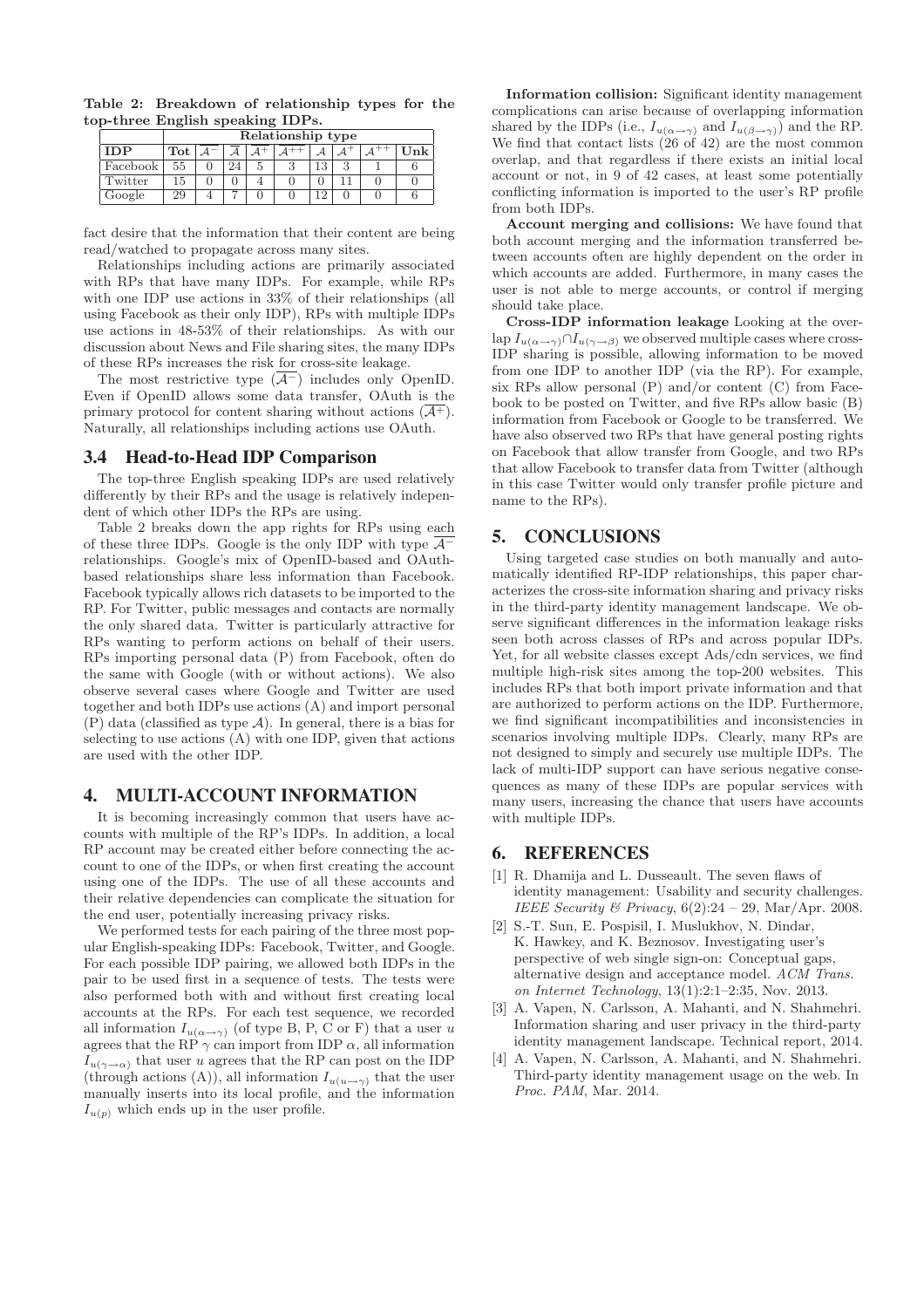**Table 2: Breakdown of relationship types for the top-three English speaking IDPs.**

| | | Relationship type | | | | | | | |
|---|---|---|---|---|---|---|---|---|---|
| **IDP** | **Tot** | $\overline{\mathcal{A}^-}$ | $\overline{\mathcal{A}}$ | $\overline{\mathcal{A}^+}$ | $\overline{\mathcal{A}^{++}}$ | $\mathcal{A}$ | $\mathcal{A}^+$ | $\mathcal{A}^{++}$ | **Unk** |
| Facebook | 55 | 0 | 24 | 5 | 3 | 13 | 3 | 1 | 6 |
| Twitter | 15 | 0 | 0 | 4 | 0 | 0 | 11 | 0 | 0 |
| Google | 29 | 4 | 7 | 0 | 0 | 12 | 0 | 0 | 6 |

fact desire that the information that their content are being read/watched to propagate across many sites.

Relationships including actions are primarily associated with RPs that have many IDPs. For example, while RPs with one IDP use actions in 33% of their relationships (all using Facebook as their only IDP), RPs with multiple IDPs use actions in 48-53% of their relationships. As with our discussion about News and File sharing sites, the many IDPs of these RPs increases the risk for cross-site leakage.

The most restrictive type ($\overline{\mathcal{A}^-}$) includes only OpenID. Even if OpenID allows some data transfer, OAuth is the primary protocol for content sharing without actions ($\overline{\mathcal{A}^+}$). Naturally, all relationships including actions use OAuth.

## 3.4 Head-to-Head IDP Comparison

The top-three English speaking IDPs are used relatively differently by their RPs and the usage is relatively independent of which other IDPs the RPs are using.

Table 2 breaks down the app rights for RPs using each of these three IDPs. Google is the only IDP with type $\overline{\mathcal{A}^-}$ relationships. Google's mix of OpenID-based and OAuth-based relationships share less information than Facebook. Facebook typically allows rich datasets to be imported to the RP. For Twitter, public messages and contacts are normally the only shared data. Twitter is particularly attractive for RPs wanting to perform actions on behalf of their users. RPs importing personal data (P) from Facebook, often do the same with Google (with or without actions). We also observe several cases where Google and Twitter are used together and both IDPs use actions (A) and import personal (P) data (classified as type $\mathcal{A}$). In general, there is a bias for selecting to use actions (A) with one IDP, given that actions are used with the other IDP.

# 4. MULTI-ACCOUNT INFORMATION

It is becoming increasingly common that users have accounts with multiple of the RP's IDPs. In addition, a local RP account may be created either before connecting the account to one of the IDPs, or when first creating the account using one of the IDPs. The use of all these accounts and their relative dependencies can complicate the situation for the end user, potentially increasing privacy risks.

We performed tests for each pairing of the three most popular English-speaking IDPs: Facebook, Twitter, and Google. For each possible IDP pairing, we allowed both IDPs in the pair to be used first in a sequence of tests. The tests were also performed both with and without first creating local accounts at the RPs. For each test sequence, we recorded all information $I_{u(\alpha\rightarrow\gamma)}$ (of type B, P, C or F) that a user $u$ agrees that the RP $\gamma$ can import from IDP $\alpha$, all information $I_{u(\gamma\rightarrow\alpha)}$ that user $u$ agrees that the RP can post on the IDP (through actions (A)), all information $I_{u(u\rightarrow\gamma)}$ that the user manually inserts into its local profile, and the information $I_{u(p)}$ which ends up in the user profile.

**Information collision:** Significant identity management complications can arise because of overlapping information shared by the IDPs (i.e., $I_{u(\alpha\rightarrow\gamma)}$ and $I_{u(\beta\rightarrow\gamma)}$) and the RP. We find that contact lists (26 of 42) are the most common overlap, and that regardless if there exists an initial local account or not, in 9 of 42 cases, at least some potentially conflicting information is imported to the user's RP profile from both IDPs.

**Account merging and collisions:** We have found that both account merging and the information transferred between accounts often are highly dependent on the order in which accounts are added. Furthermore, in many cases the user is not able to merge accounts, or control if merging should take place.

**Cross-IDP information leakage** Looking at the overlap $I_{u(\alpha\rightarrow\gamma)} \cap I_{u(\gamma\rightarrow\beta)}$ we observed multiple cases where cross-IDP sharing is possible, allowing information to be moved from one IDP to another IDP (via the RP). For example, six RPs allow personal (P) and/or content (C) from Facebook to be posted on Twitter, and five RPs allow basic (B) information from Facebook or Google to be transferred. We have also observed two RPs that have general posting rights on Facebook that allow transfer from Google, and two RPs that allow Facebook to transfer data from Twitter (although in this case Twitter would only transfer profile picture and name to the RPs).

# 5. CONCLUSIONS

Using targeted case studies on both manually and automatically identified RP-IDP relationships, this paper characterizes the cross-site information sharing and privacy risks in the third-party identity management landscape. We observe significant differences in the information leakage risks seen both across classes of RPs and across popular IDPs. Yet, for all website classes except Ads/cdn services, we find multiple high-risk sites among the top-200 websites. This includes RPs that both import private information and that are authorized to perform actions on the IDP. Furthermore, we find significant incompatibilities and inconsistencies in scenarios involving multiple IDPs. Clearly, many RPs are not designed to simply and securely use multiple IDPs. The lack of multi-IDP support can have serious negative consequences as many of these IDPs are popular services with many users, increasing the chance that users have accounts with multiple IDPs.

# 6. REFERENCES

[1] R. Dhamija and L. Dusseault. The seven flaws of identity management: Usability and security challenges. *IEEE Security & Privacy*, 6(2):24 – 29, Mar/Apr. 2008.

[2] S.-T. Sun, E. Pospisil, I. Muslukhov, N. Dindar, K. Hawkey, and K. Beznosov. Investigating user's perspective of web single sign-on: Conceptual gaps, alternative design and acceptance model. *ACM Trans. on Internet Technology*, 13(1):2:1–2:35, Nov. 2013.

[3] A. Vapen, N. Carlsson, A. Mahanti, and N. Shahmehri. Information sharing and user privacy in the third-party identity management landscape. Technical report, 2014.

[4] A. Vapen, N. Carlsson, A. Mahanti, and N. Shahmehri. Third-party identity management usage on the web. In *Proc. PAM*, Mar. 2014.